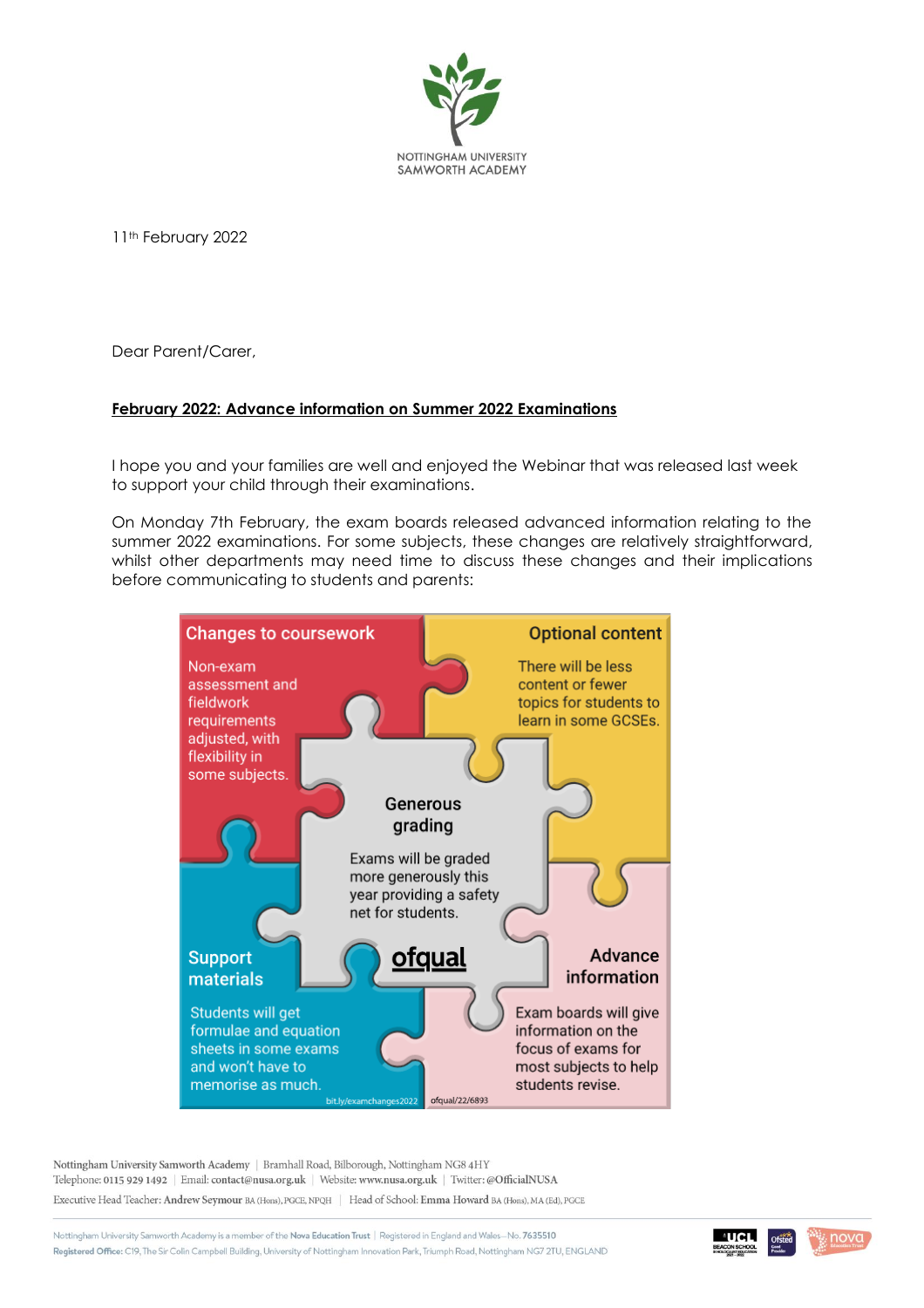NOTTINGHAM UNIVERSITY SAMWORTH ACADEMY

11th February 2022

Dear Parent/Carer,

**February 2022: Advance information on Summer 2022 Examinations**

I hope you and your families are well and enjoyed the Webinar that was released last week to support your child through their examinations.

On Monday 7th February, the exam boards released advanced information relating to the summer 2022 examinations. For some subjects, these changes are relatively straightforward, whilst other departments may need time to discuss these changes and their implications before communicating to students and parents:

**Changes to coursework**

Non-exam assessment and fieldwork requirements adjusted, with flexibility in some subjects.

**Optional content**

There will be less content or fewer topics for students to learn in some GCSEs.

**Generous grading**

Exams will be graded more generously this year providing a safety net for students.

**Support materials**

Students will get formulae and equation sheets in some exams and won't have to memorise as much.

**Advance information**

Exam boards will give information on the focus of exams for most subjects to help students revise.

ofqual

bit.ly/examchanges2022 ofqual/22/6893

Nottingham University Samworth Academy | Bramhall Road, Bilborough, Nottingham NG8 4HY
Telephone: 0115 929 1492 | Email: contact@nusa.org.uk | Website: www.nusa.org.uk | Twitter: @OfficialNUSA
Executive Head Teacher: Andrew Seymour BA (Hons), PGCE, NPQH | Head of School: Emma Howard BA (Hons), MA (Ed), PGCE

Nottingham University Samworth Academy is a member of the Nova Education Trust | Registered in England and Wales—No. 7635510
Registered Office: C19, The Sir Colin Campbell Building, University of Nottingham Innovation Park, Triumph Road, Nottingham NG7 2TU, ENGLAND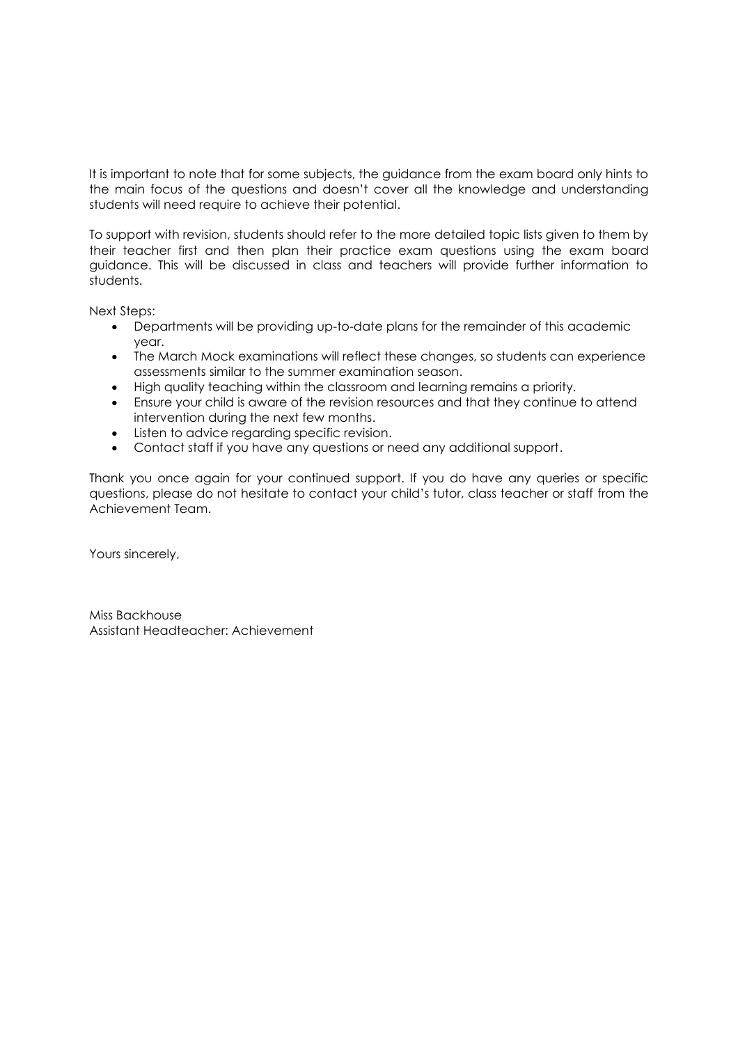It is important to note that for some subjects, the guidance from the exam board only hints to the main focus of the questions and doesn't cover all the knowledge and understanding students will need require to achieve their potential.

To support with revision, students should refer to the more detailed topic lists given to them by their teacher first and then plan their practice exam questions using the exam board guidance. This will be discussed in class and teachers will provide further information to students.

Next Steps:

- Departments will be providing up-to-date plans for the remainder of this academic year.
- The March Mock examinations will reflect these changes, so students can experience assessments similar to the summer examination season.
- High quality teaching within the classroom and learning remains a priority.
- Ensure your child is aware of the revision resources and that they continue to attend intervention during the next few months.
- Listen to advice regarding specific revision.
- Contact staff if you have any questions or need any additional support.

Thank you once again for your continued support. If you do have any queries or specific questions, please do not hesitate to contact your child's tutor, class teacher or staff from the Achievement Team.

Yours sincerely,

Miss Backhouse
Assistant Headteacher: Achievement